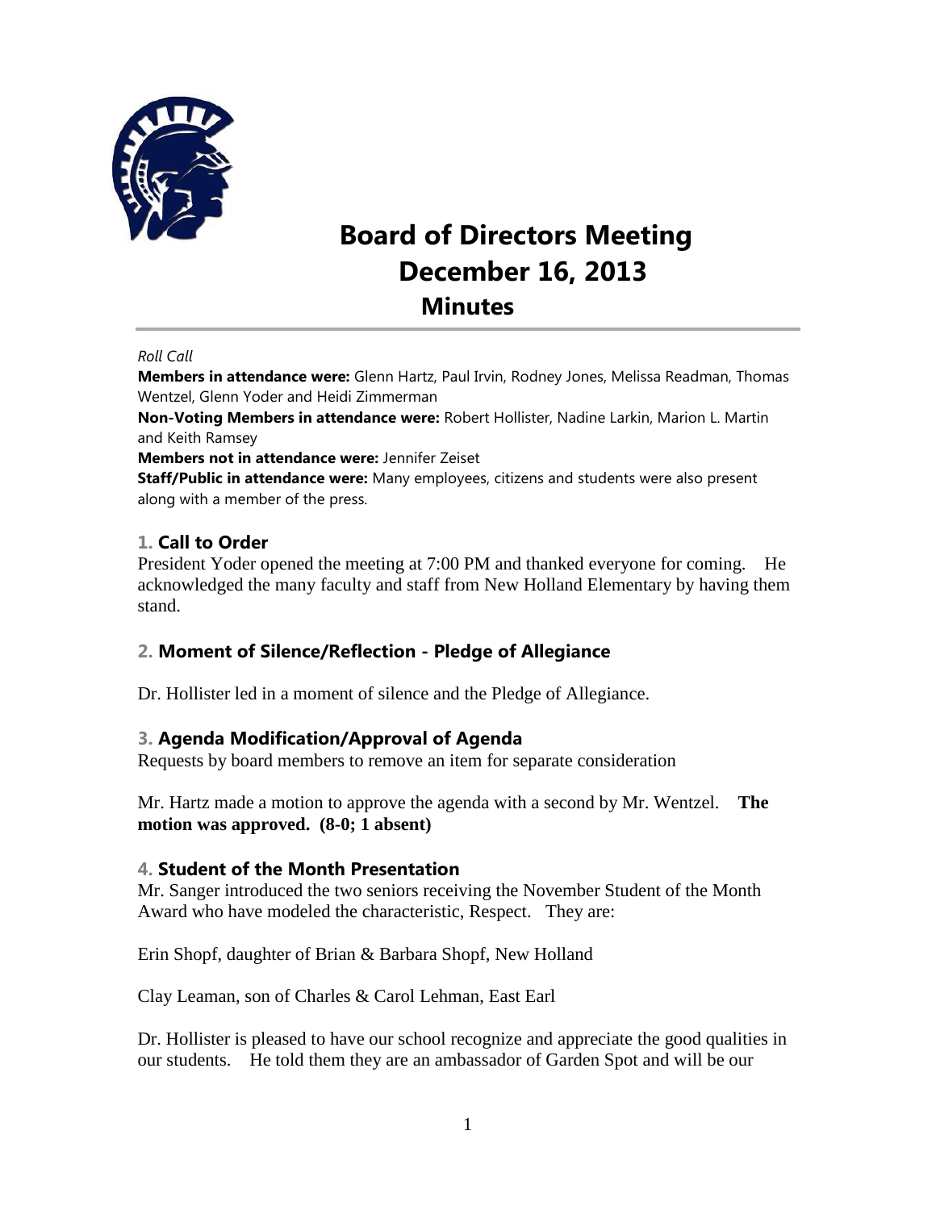# Board of Directors Meeting
## December 16, 2013
## Minutes

*Roll Call*

**Members in attendance were:** Glenn Hartz, Paul Irvin, Rodney Jones, Melissa Readman, Thomas Wentzel, Glenn Yoder and Heidi Zimmerman

**Non-Voting Members in attendance were:** Robert Hollister, Nadine Larkin, Marion L. Martin and Keith Ramsey

**Members not in attendance were:** Jennifer Zeiset

**Staff/Public in attendance were:** Many employees, citizens and students were also present along with a member of the press.

### 1. Call to Order

President Yoder opened the meeting at 7:00 PM and thanked everyone for coming. He acknowledged the many faculty and staff from New Holland Elementary by having them stand.

### 2. Moment of Silence/Reflection - Pledge of Allegiance

Dr. Hollister led in a moment of silence and the Pledge of Allegiance.

### 3. Agenda Modification/Approval of Agenda

Requests by board members to remove an item for separate consideration

Mr. Hartz made a motion to approve the agenda with a second by Mr. Wentzel. **The motion was approved. (8-0; 1 absent)**

### 4. Student of the Month Presentation

Mr. Sanger introduced the two seniors receiving the November Student of the Month Award who have modeled the characteristic, Respect. They are:

Erin Shopf, daughter of Brian & Barbara Shopf, New Holland

Clay Leaman, son of Charles & Carol Lehman, East Earl

Dr. Hollister is pleased to have our school recognize and appreciate the good qualities in our students. He told them they are an ambassador of Garden Spot and will be our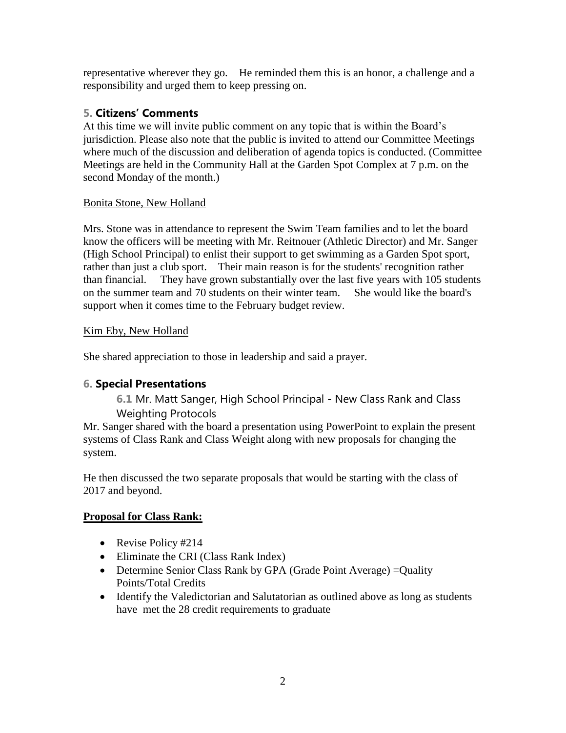representative wherever they go. He reminded them this is an honor, a challenge and a responsibility and urged them to keep pressing on.

## 5. Citizens' Comments

At this time we will invite public comment on any topic that is within the Board's jurisdiction. Please also note that the public is invited to attend our Committee Meetings where much of the discussion and deliberation of agenda topics is conducted. (Committee Meetings are held in the Community Hall at the Garden Spot Complex at 7 p.m. on the second Monday of the month.)

Bonita Stone, New Holland

Mrs. Stone was in attendance to represent the Swim Team families and to let the board know the officers will be meeting with Mr. Reitnouer (Athletic Director) and Mr. Sanger (High School Principal) to enlist their support to get swimming as a Garden Spot sport, rather than just a club sport. Their main reason is for the students' recognition rather than financial. They have grown substantially over the last five years with 105 students on the summer team and 70 students on their winter team. She would like the board's support when it comes time to the February budget review.

Kim Eby, New Holland

She shared appreciation to those in leadership and said a prayer.

## 6. Special Presentations

### 6.1 Mr. Matt Sanger, High School Principal - New Class Rank and Class Weighting Protocols

Mr. Sanger shared with the board a presentation using PowerPoint to explain the present systems of Class Rank and Class Weight along with new proposals for changing the system.

He then discussed the two separate proposals that would be starting with the class of 2017 and beyond.

**Proposal for Class Rank:**

- Revise Policy #214
- Eliminate the CRI (Class Rank Index)
- Determine Senior Class Rank by GPA (Grade Point Average) =Quality Points/Total Credits
- Identify the Valedictorian and Salutatorian as outlined above as long as students have met the 28 credit requirements to graduate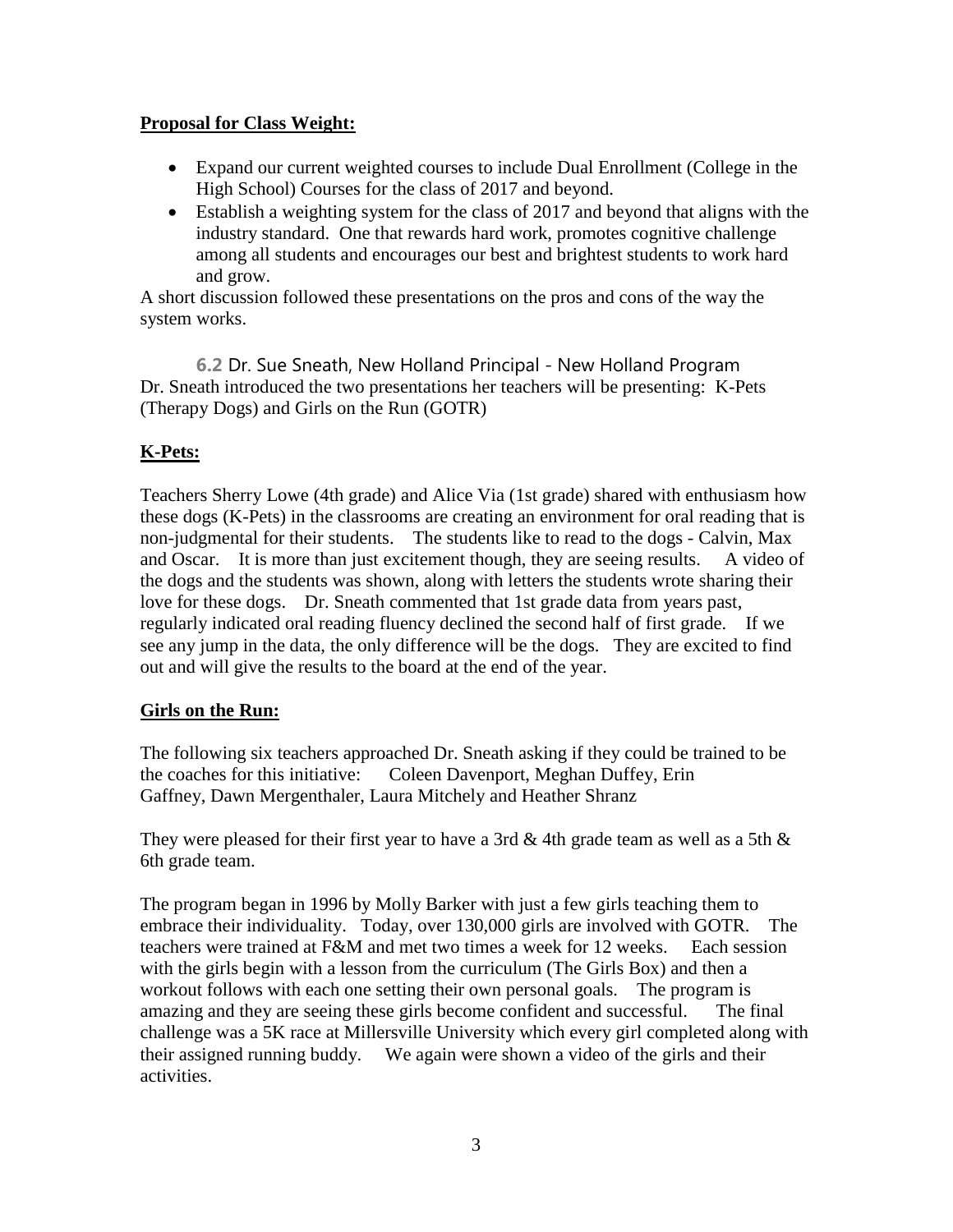**Proposal for Class Weight:**

- Expand our current weighted courses to include Dual Enrollment (College in the High School) Courses for the class of 2017 and beyond.
- Establish a weighting system for the class of 2017 and beyond that aligns with the industry standard. One that rewards hard work, promotes cognitive challenge among all students and encourages our best and brightest students to work hard and grow.

A short discussion followed these presentations on the pros and cons of the way the system works.

**6.2** Dr. Sue Sneath, New Holland Principal - New Holland Program

Dr. Sneath introduced the two presentations her teachers will be presenting: K-Pets (Therapy Dogs) and Girls on the Run (GOTR)

**K-Pets:**

Teachers Sherry Lowe (4th grade) and Alice Via (1st grade) shared with enthusiasm how these dogs (K-Pets) in the classrooms are creating an environment for oral reading that is non-judgmental for their students. The students like to read to the dogs - Calvin, Max and Oscar. It is more than just excitement though, they are seeing results. A video of the dogs and the students was shown, along with letters the students wrote sharing their love for these dogs. Dr. Sneath commented that 1st grade data from years past, regularly indicated oral reading fluency declined the second half of first grade. If we see any jump in the data, the only difference will be the dogs. They are excited to find out and will give the results to the board at the end of the year.

**Girls on the Run:**

The following six teachers approached Dr. Sneath asking if they could be trained to be the coaches for this initiative: Coleen Davenport, Meghan Duffey, Erin Gaffney, Dawn Mergenthaler, Laura Mitchely and Heather Shranz

They were pleased for their first year to have a 3rd & 4th grade team as well as a 5th & 6th grade team.

The program began in 1996 by Molly Barker with just a few girls teaching them to embrace their individuality. Today, over 130,000 girls are involved with GOTR. The teachers were trained at F&M and met two times a week for 12 weeks. Each session with the girls begin with a lesson from the curriculum (The Girls Box) and then a workout follows with each one setting their own personal goals. The program is amazing and they are seeing these girls become confident and successful. The final challenge was a 5K race at Millersville University which every girl completed along with their assigned running buddy. We again were shown a video of the girls and their activities.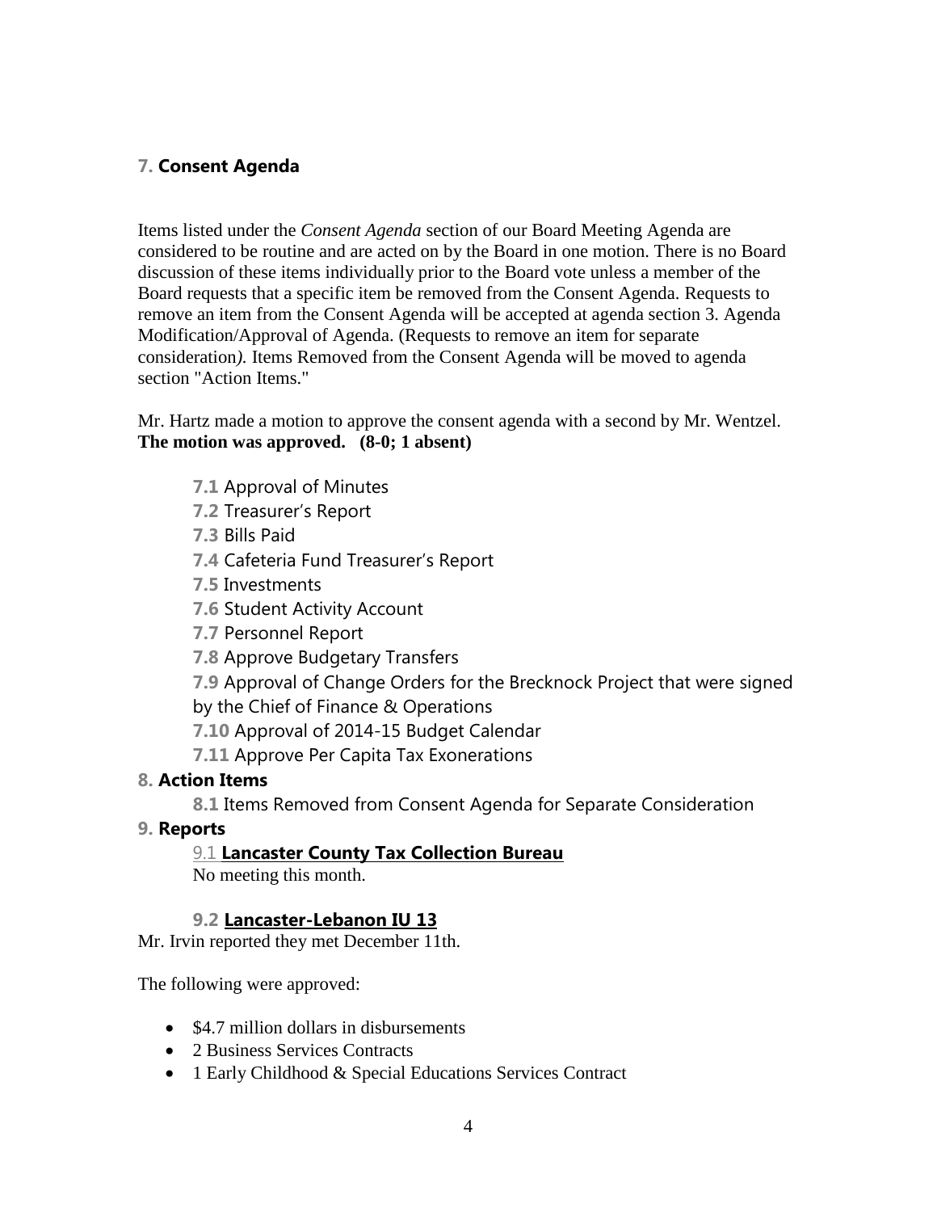## 7. Consent Agenda

Items listed under the *Consent Agenda* section of our Board Meeting Agenda are considered to be routine and are acted on by the Board in one motion. There is no Board discussion of these items individually prior to the Board vote unless a member of the Board requests that a specific item be removed from the Consent Agenda. Requests to remove an item from the Consent Agenda will be accepted at agenda section 3. Agenda Modification/Approval of Agenda. (Requests to remove an item for separate consideration*).* Items Removed from the Consent Agenda will be moved to agenda section "Action Items."

Mr. Hartz made a motion to approve the consent agenda with a second by Mr. Wentzel.
**The motion was approved. (8-0; 1 absent)**

- **7.1** Approval of Minutes
- **7.2** Treasurer's Report
- **7.3** Bills Paid
- **7.4** Cafeteria Fund Treasurer's Report
- **7.5** Investments
- **7.6** Student Activity Account
- **7.7** Personnel Report
- **7.8** Approve Budgetary Transfers
- **7.9** Approval of Change Orders for the Brecknock Project that were signed by the Chief of Finance & Operations
- **7.10** Approval of 2014-15 Budget Calendar
- **7.11** Approve Per Capita Tax Exonerations

## 8. Action Items

- **8.1** Items Removed from Consent Agenda for Separate Consideration

## 9. Reports

### 9.1 Lancaster County Tax Collection Bureau

No meeting this month.

### 9.2 Lancaster-Lebanon IU 13

Mr. Irvin reported they met December 11th.

The following were approved:

- $4.7 million dollars in disbursements
- 2 Business Services Contracts
- 1 Early Childhood & Special Educations Services Contract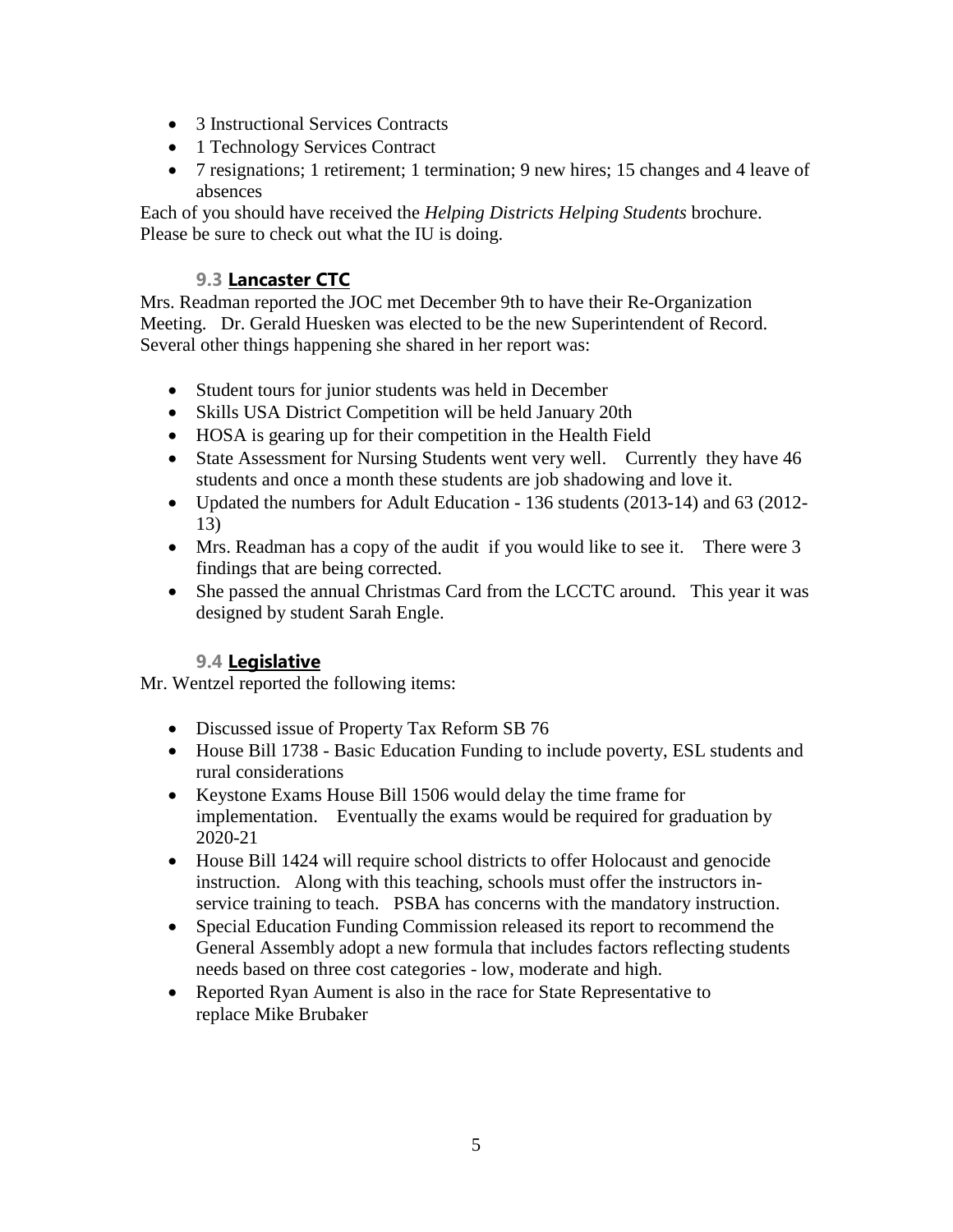- 3 Instructional Services Contracts
- 1 Technology Services Contract
- 7 resignations; 1 retirement; 1 termination; 9 new hires; 15 changes and 4 leave of absences

Each of you should have received the *Helping Districts Helping Students* brochure. Please be sure to check out what the IU is doing.

### 9.3 Lancaster CTC

Mrs. Readman reported the JOC met December 9th to have their Re-Organization Meeting. Dr. Gerald Huesken was elected to be the new Superintendent of Record. Several other things happening she shared in her report was:

- Student tours for junior students was held in December
- Skills USA District Competition will be held January 20th
- HOSA is gearing up for their competition in the Health Field
- State Assessment for Nursing Students went very well. Currently they have 46 students and once a month these students are job shadowing and love it.
- Updated the numbers for Adult Education - 136 students (2013-14) and 63 (2012-13)
- Mrs. Readman has a copy of the audit if you would like to see it. There were 3 findings that are being corrected.
- She passed the annual Christmas Card from the LCCTC around. This year it was designed by student Sarah Engle.

### 9.4 Legislative

Mr. Wentzel reported the following items:

- Discussed issue of Property Tax Reform SB 76
- House Bill 1738 - Basic Education Funding to include poverty, ESL students and rural considerations
- Keystone Exams House Bill 1506 would delay the time frame for implementation. Eventually the exams would be required for graduation by 2020-21
- House Bill 1424 will require school districts to offer Holocaust and genocide instruction. Along with this teaching, schools must offer the instructors in-service training to teach. PSBA has concerns with the mandatory instruction.
- Special Education Funding Commission released its report to recommend the General Assembly adopt a new formula that includes factors reflecting students needs based on three cost categories - low, moderate and high.
- Reported Ryan Aument is also in the race for State Representative to replace Mike Brubaker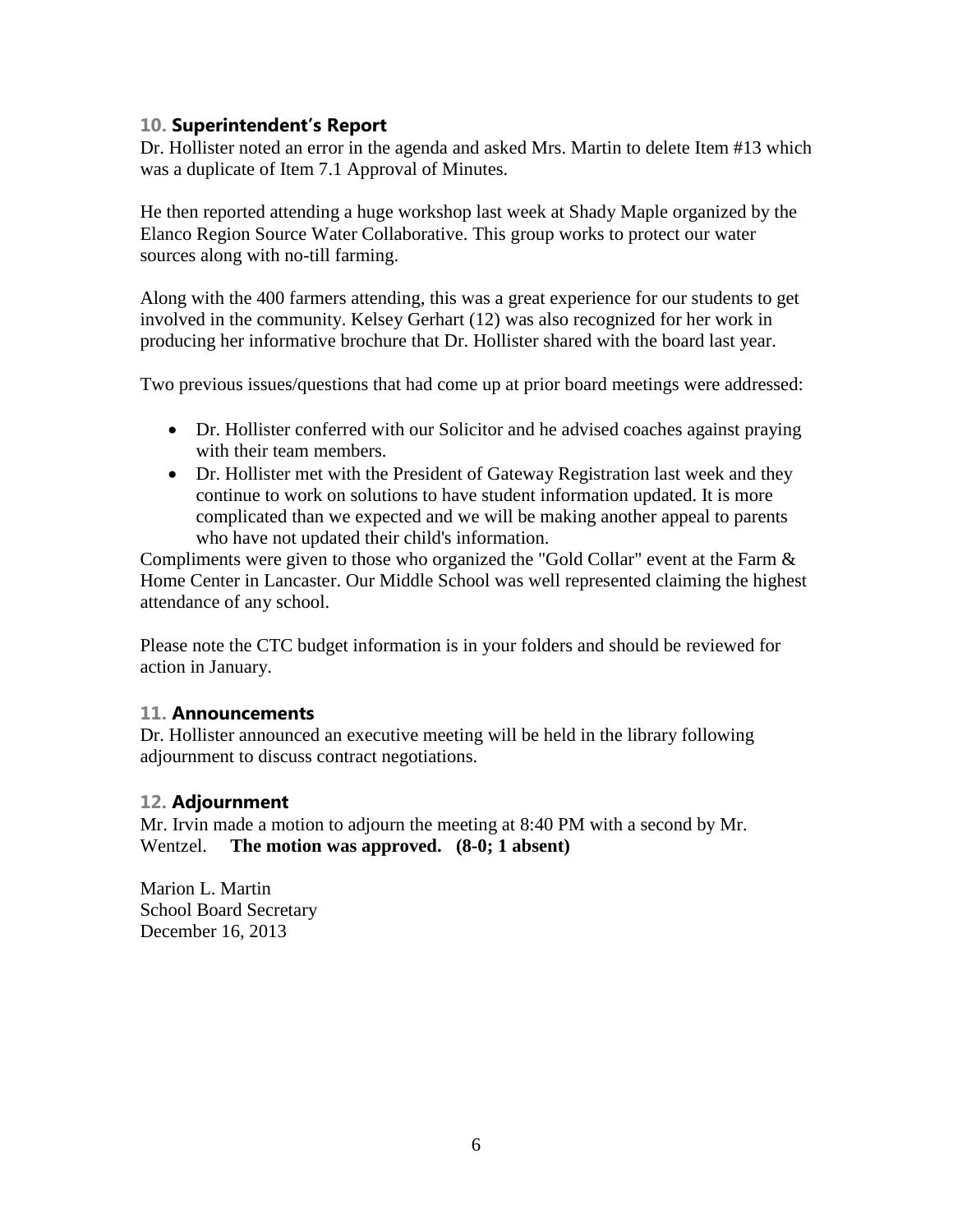## 10. Superintendent's Report

Dr. Hollister noted an error in the agenda and asked Mrs. Martin to delete Item #13 which was a duplicate of Item 7.1 Approval of Minutes.

He then reported attending a huge workshop last week at Shady Maple organized by the Elanco Region Source Water Collaborative. This group works to protect our water sources along with no-till farming.

Along with the 400 farmers attending, this was a great experience for our students to get involved in the community. Kelsey Gerhart (12) was also recognized for her work in producing her informative brochure that Dr. Hollister shared with the board last year.

Two previous issues/questions that had come up at prior board meetings were addressed:

- Dr. Hollister conferred with our Solicitor and he advised coaches against praying with their team members.
- Dr. Hollister met with the President of Gateway Registration last week and they continue to work on solutions to have student information updated. It is more complicated than we expected and we will be making another appeal to parents who have not updated their child's information.

Compliments were given to those who organized the "Gold Collar" event at the Farm & Home Center in Lancaster. Our Middle School was well represented claiming the highest attendance of any school.

Please note the CTC budget information is in your folders and should be reviewed for action in January.

## 11. Announcements

Dr. Hollister announced an executive meeting will be held in the library following adjournment to discuss contract negotiations.

## 12. Adjournment

Mr. Irvin made a motion to adjourn the meeting at 8:40 PM with a second by Mr. Wentzel. **The motion was approved. (8-0; 1 absent)**

Marion L. Martin
School Board Secretary
December 16, 2013